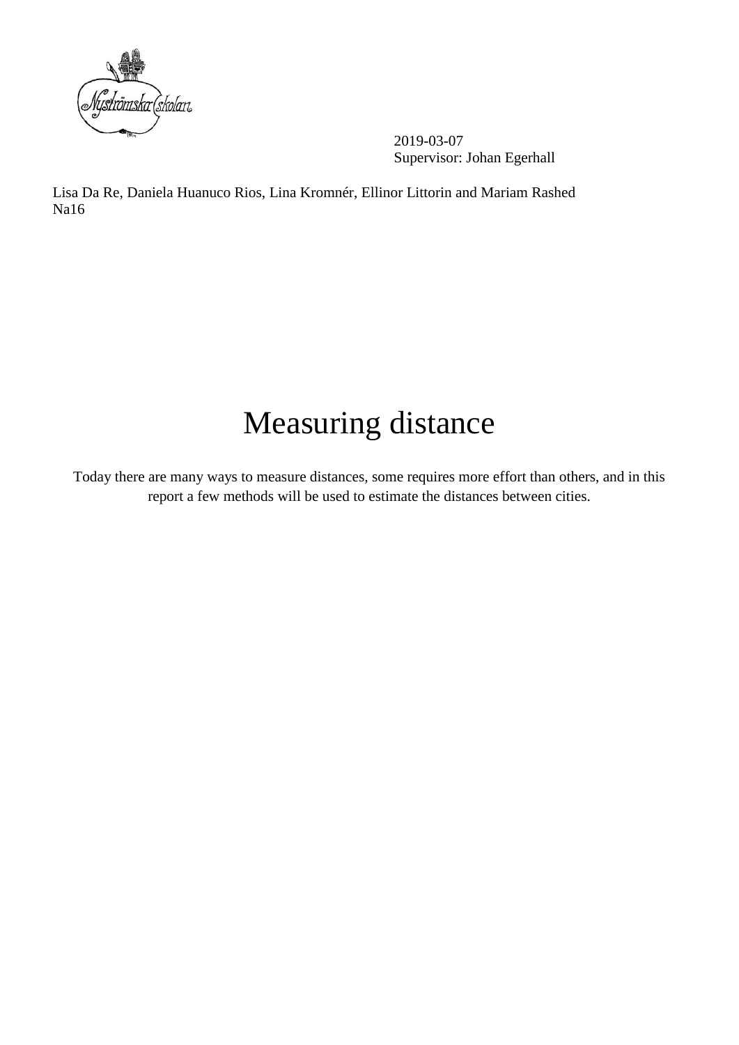2019-03-07
Supervisor: Johan Egerhall

Lisa Da Re, Daniela Huanuco Rios, Lina Kromnér, Ellinor Littorin and Mariam Rashed
Na16

# Measuring distance

Today there are many ways to measure distances, some requires more effort than others, and in this report a few methods will be used to estimate the distances between cities.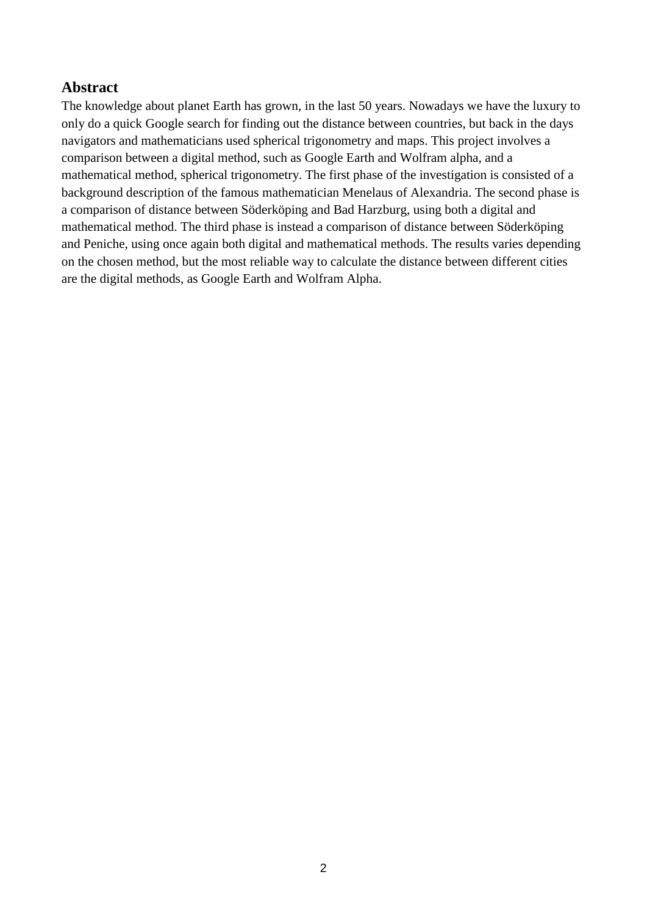## Abstract

The knowledge about planet Earth has grown, in the last 50 years. Nowadays we have the luxury to only do a quick Google search for finding out the distance between countries, but back in the days navigators and mathematicians used spherical trigonometry and maps. This project involves a comparison between a digital method, such as Google Earth and Wolfram alpha, and a mathematical method, spherical trigonometry. The first phase of the investigation is consisted of a background description of the famous mathematician Menelaus of Alexandria. The second phase is a comparison of distance between Söderköping and Bad Harzburg, using both a digital and mathematical method. The third phase is instead a comparison of distance between Söderköping and Peniche, using once again both digital and mathematical methods. The results varies depending on the chosen method, but the most reliable way to calculate the distance between different cities are the digital methods, as Google Earth and Wolfram Alpha.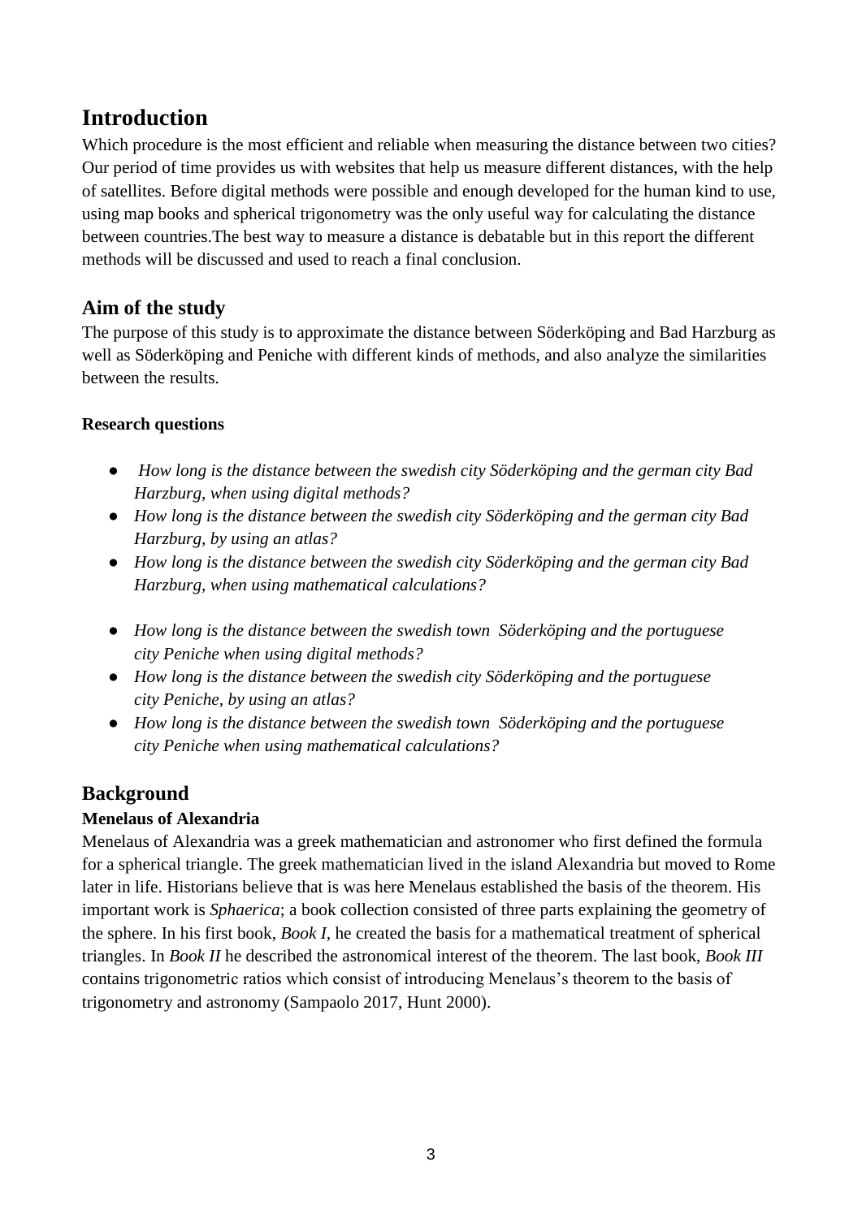## Introduction

Which procedure is the most efficient and reliable when measuring the distance between two cities? Our period of time provides us with websites that help us measure different distances, with the help of satellites. Before digital methods were possible and enough developed for the human kind to use, using map books and spherical trigonometry was the only useful way for calculating the distance between countries.The best way to measure a distance is debatable but in this report the different methods will be discussed and used to reach a final conclusion.

### Aim of the study

The purpose of this study is to approximate the distance between Söderköping and Bad Harzburg as well as Söderköping and Peniche with different kinds of methods, and also analyze the similarities between the results.

#### Research questions

- *How long is the distance between the swedish city Söderköping and the german city Bad Harzburg, when using digital methods?*
- *How long is the distance between the swedish city Söderköping and the german city Bad Harzburg, by using an atlas?*
- *How long is the distance between the swedish city Söderköping and the german city Bad Harzburg, when using mathematical calculations?*

- *How long is the distance between the swedish town Söderköping and the portuguese city Peniche when using digital methods?*
- *How long is the distance between the swedish city Söderköping and the portuguese city Peniche, by using an atlas?*
- *How long is the distance between the swedish town Söderköping and the portuguese city Peniche when using mathematical calculations?*

## Background

#### Menelaus of Alexandria

Menelaus of Alexandria was a greek mathematician and astronomer who first defined the formula for a spherical triangle. The greek mathematician lived in the island Alexandria but moved to Rome later in life. Historians believe that is was here Menelaus established the basis of the theorem. His important work is *Sphaerica*; a book collection consisted of three parts explaining the geometry of the sphere. In his first book, *Book I*, he created the basis for a mathematical treatment of spherical triangles. In *Book II* he described the astronomical interest of the theorem. The last book, *Book III* contains trigonometric ratios which consist of introducing Menelaus's theorem to the basis of trigonometry and astronomy (Sampaolo 2017, Hunt 2000).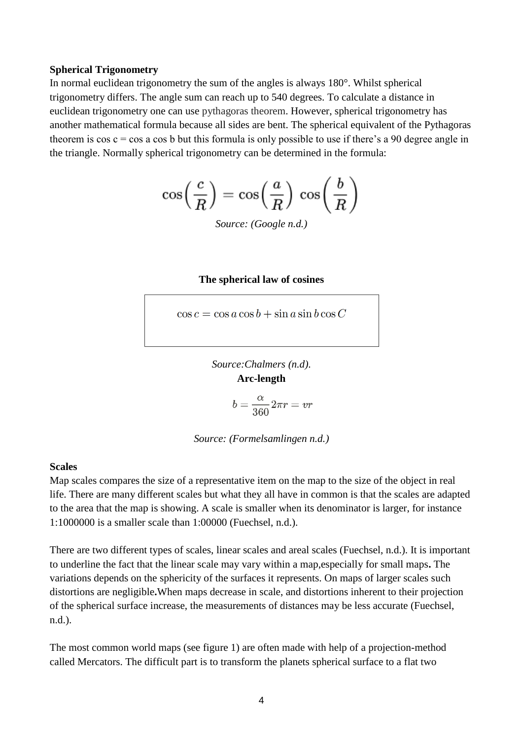**Spherical Trigonometry**

In normal euclidean trigonometry the sum of the angles is always 180°. Whilst spherical trigonometry differs. The angle sum can reach up to 540 degrees. To calculate a distance in euclidean trigonometry one can use pythagoras theorem. However, spherical trigonometry has another mathematical formula because all sides are bent. The spherical equivalent of the Pythagoras theorem is cos c = cos a cos b but this formula is only possible to use if there's a 90 degree angle in the triangle. Normally spherical trigonometry can be determined in the formula:

$$\cos\left(\frac{c}{R}\right) = \cos\left(\frac{a}{R}\right) \cos\left(\frac{b}{R}\right)$$

*Source: (Google n.d.)*

**The spherical law of cosines**

$$\cos c = \cos a \cos b + \sin a \sin b \cos C$$

*Source:Chalmers (n.d).*

**Arc-length**

$$b = \frac{\alpha}{360} 2\pi r = vr$$

*Source: (Formelsamlingen n.d.)*

**Scales**

Map scales compares the size of a representative item on the map to the size of the object in real life. There are many different scales but what they all have in common is that the scales are adapted to the area that the map is showing. A scale is smaller when its denominator is larger, for instance 1:1000000 is a smaller scale than 1:00000 (Fuechsel, n.d.).

There are two different types of scales, linear scales and areal scales (Fuechsel, n.d.). It is important to underline the fact that the linear scale may vary within a map,especially for small maps**.** The variations depends on the sphericity of the surfaces it represents. On maps of larger scales such distortions are negligible**.**When maps decrease in scale, and distortions inherent to their projection of the spherical surface increase, the measurements of distances may be less accurate (Fuechsel, n.d.).

The most common world maps (see figure 1) are often made with help of a projection-method called Mercators. The difficult part is to transform the planets spherical surface to a flat two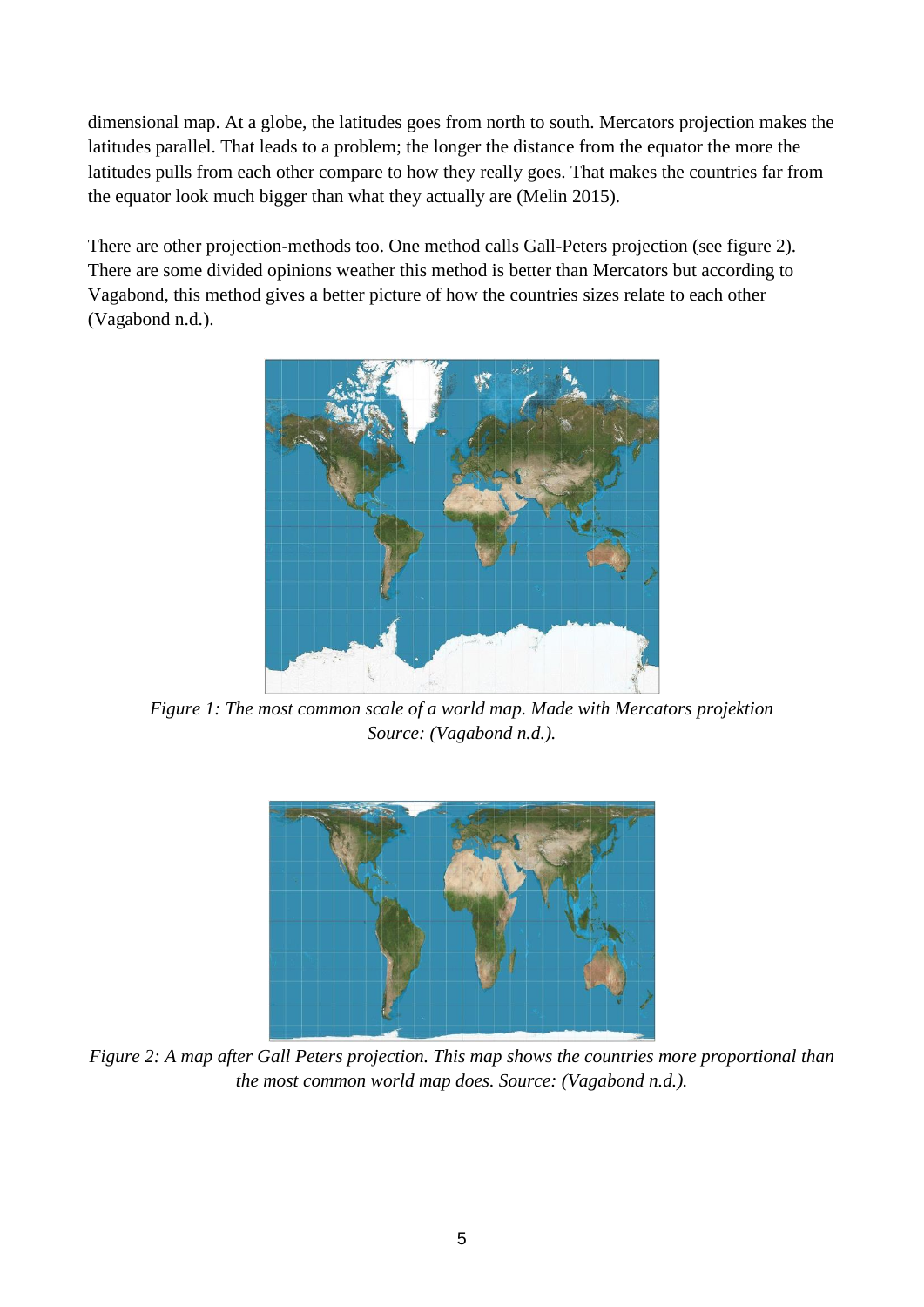dimensional map. At a globe, the latitudes goes from north to south. Mercators projection makes the latitudes parallel. That leads to a problem; the longer the distance from the equator the more the latitudes pulls from each other compare to how they really goes. That makes the countries far from the equator look much bigger than what they actually are (Melin 2015).

There are other projection-methods too. One method calls Gall-Peters projection (see figure 2). There are some divided opinions weather this method is better than Mercators but according to Vagabond, this method gives a better picture of how the countries sizes relate to each other (Vagabond n.d.).

*Figure 1: The most common scale of a world map. Made with Mercators projektion Source: (Vagabond n.d.).*

*Figure 2: A map after Gall Peters projection. This map shows the countries more proportional than the most common world map does. Source: (Vagabond n.d.).*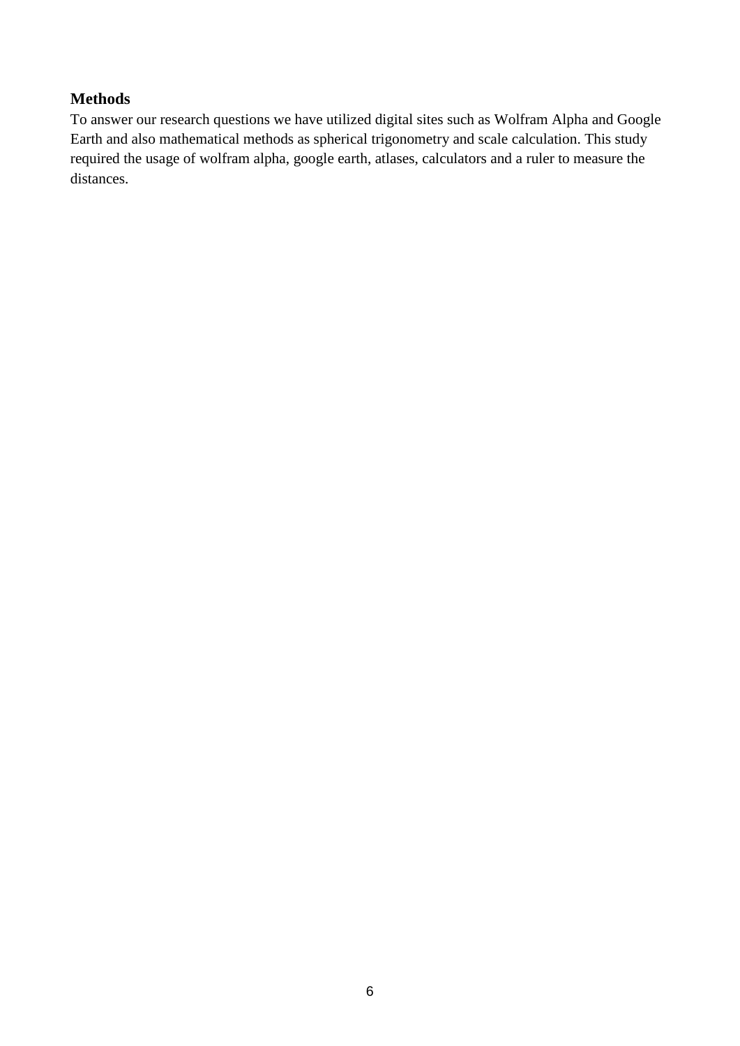## Methods

To answer our research questions we have utilized digital sites such as Wolfram Alpha and Google Earth and also mathematical methods as spherical trigonometry and scale calculation. This study required the usage of wolfram alpha, google earth, atlases, calculators and a ruler to measure the distances.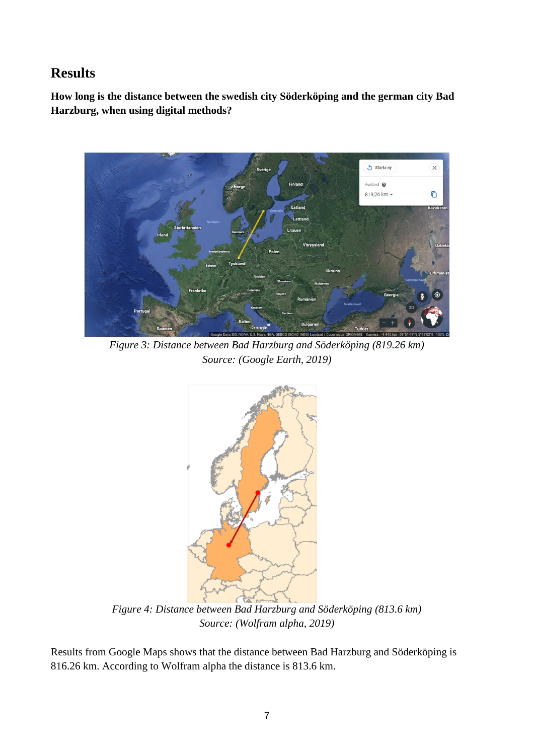# Results

**How long is the distance between the swedish city Söderköping and the german city Bad Harzburg, when using digital methods?**

*Figure 3: Distance between Bad Harzburg and Söderköping (819.26 km)*
*Source: (Google Earth, 2019)*

*Figure 4: Distance between Bad Harzburg and Söderköping (813.6 km)*
*Source: (Wolfram alpha, 2019)*

Results from Google Maps shows that the distance between Bad Harzburg and Söderköping is 816.26 km. According to Wolfram alpha the distance is 813.6 km.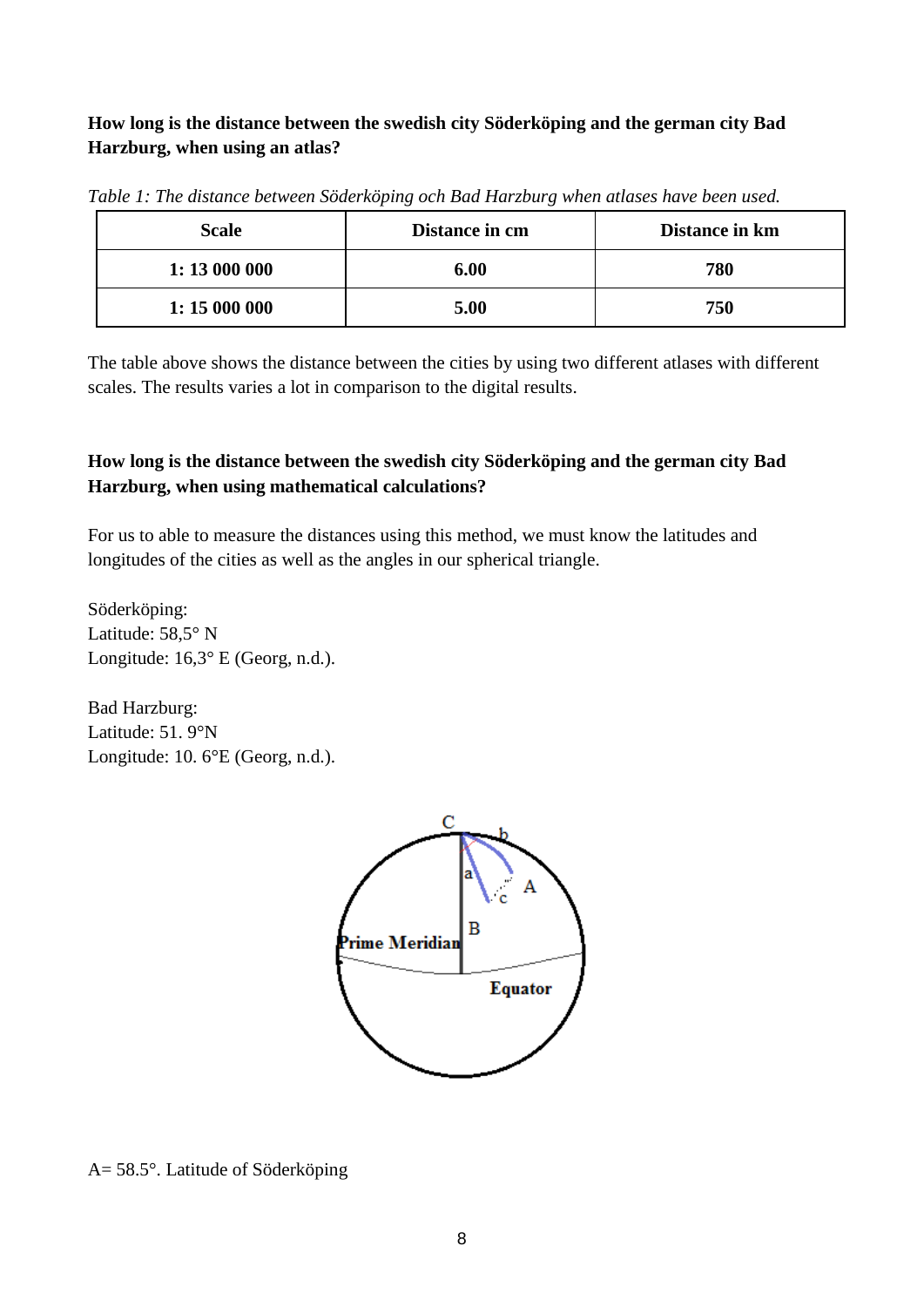**How long is the distance between the swedish city Söderköping and the german city Bad Harzburg, when using an atlas?**

*Table 1: The distance between Söderköping och Bad Harzburg when atlases have been used.*

| Scale | Distance in cm | Distance in km |
|---|---|---|
| 1: 13 000 000 | 6.00 | 780 |
| 1: 15 000 000 | 5.00 | 750 |

The table above shows the distance between the cities by using two different atlases with different scales. The results varies a lot in comparison to the digital results.

**How long is the distance between the swedish city Söderköping and the german city Bad Harzburg, when using mathematical calculations?**

For us to able to measure the distances using this method, we must know the latitudes and longitudes of the cities as well as the angles in our spherical triangle.

Söderköping:
Latitude: 58,5° N
Longitude: 16,3° E (Georg, n.d.).

Bad Harzburg:
Latitude: 51. 9°N
Longitude: 10. 6°E (Georg, n.d.).

C
b
a
A
c
B
Prime Meridian
Equator

A= 58.5°. Latitude of Söderköping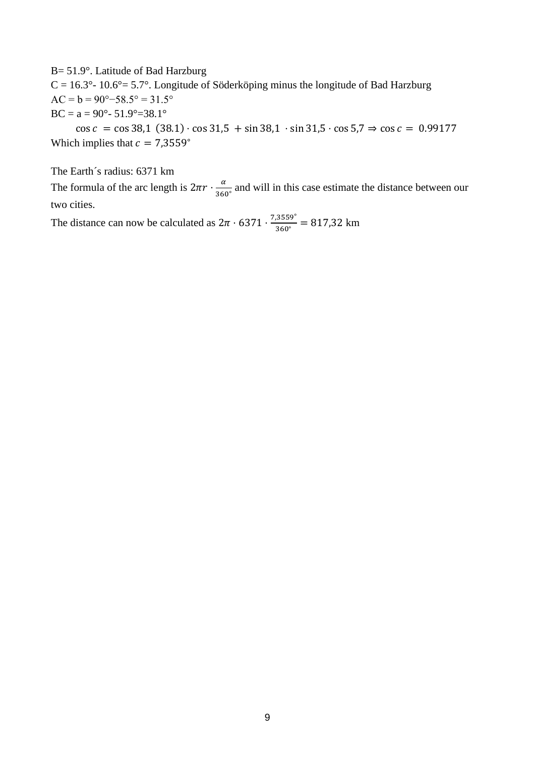B= 51.9°. Latitude of Bad Harzburg

C = 16.3°- 10.6°= 5.7°. Longitude of Söderköping minus the longitude of Bad Harzburg

AC = b = 90°−58.5° = 31.5°

BC = a = 90°- 51.9°=38.1°

$$\cos c = \cos 38{,}1 \ (38.1) \cdot \cos 31{,}5 + \sin 38{,}1 \cdot \sin 31{,}5 \cdot \cos 5{,}7 \Rightarrow \cos c = 0.99177$$

Which implies that $c = 7{,}3559°$

The Earth´s radius: 6371 km

The formula of the arc length is $2\pi r \cdot \frac{\alpha}{360°}$ and will in this case estimate the distance between our two cities.

The distance can now be calculated as $2\pi \cdot 6371 \cdot \frac{7{,}3559°}{360°} = 817{,}32$ km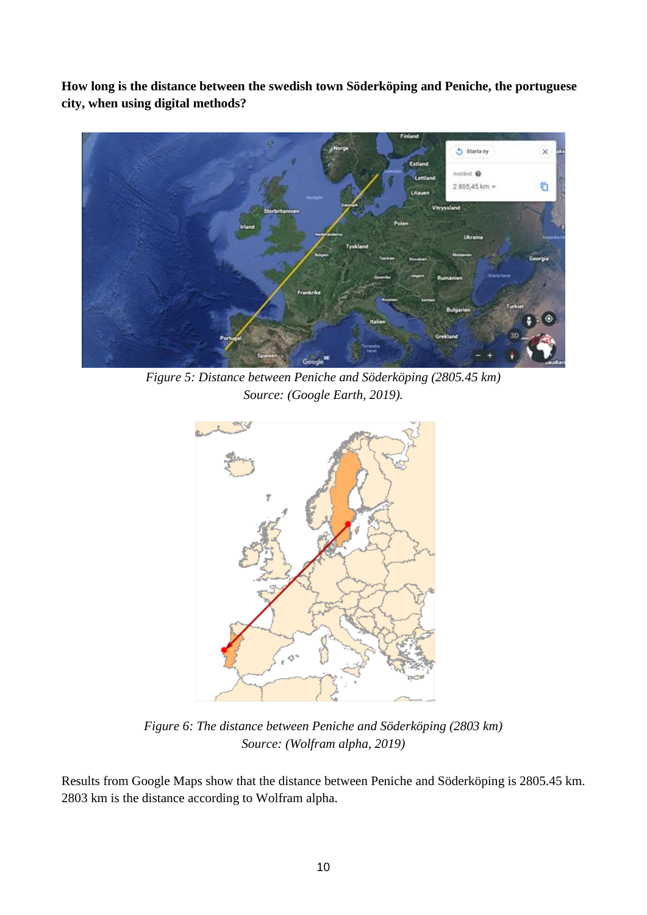**How long is the distance between the swedish town Söderköping and Peniche, the portuguese city, when using digital methods?**

*Figure 5: Distance between Peniche and Söderköping (2805.45 km)*
*Source: (Google Earth, 2019).*

*Figure 6: The distance between Peniche and Söderköping (2803 km)*
*Source: (Wolfram alpha, 2019)*

Results from Google Maps show that the distance between Peniche and Söderköping is 2805.45 km. 2803 km is the distance according to Wolfram alpha.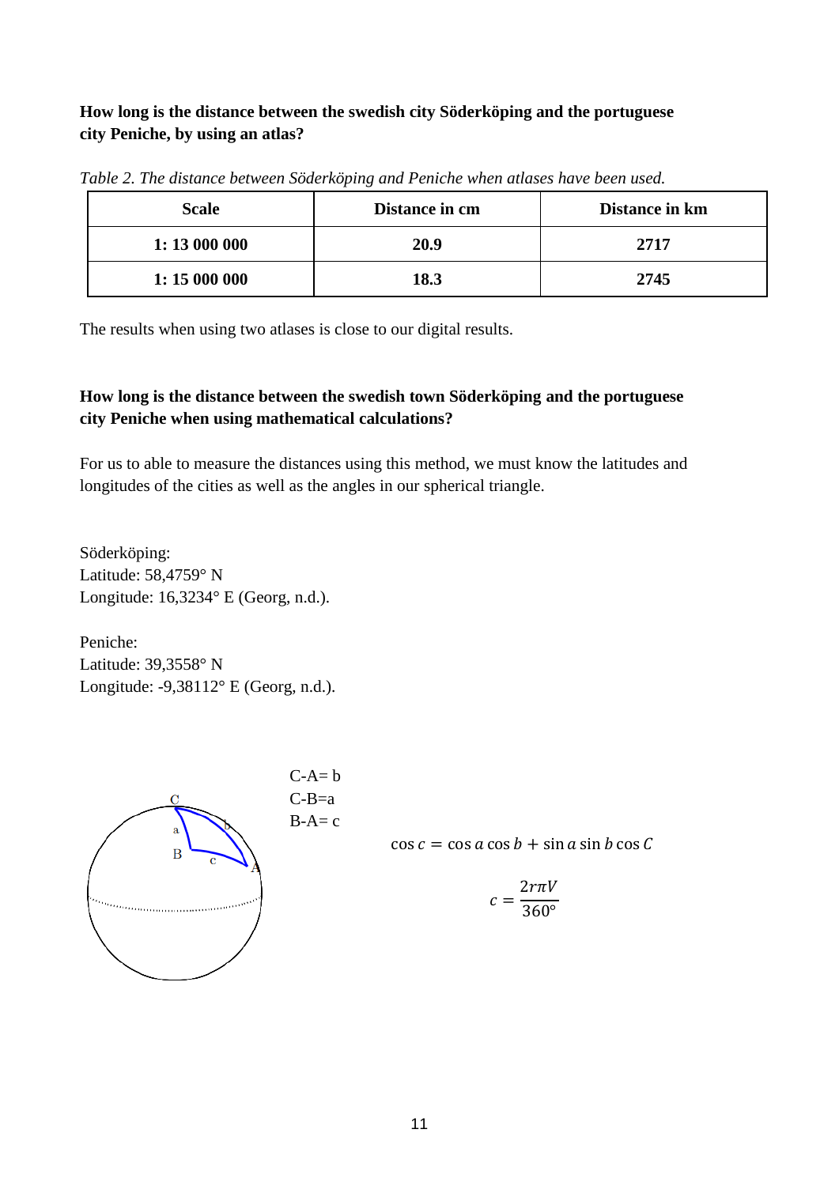**How long is the distance between the swedish city Söderköping and the portuguese city Peniche, by using an atlas?**

*Table 2. The distance between Söderköping and Peniche when atlases have been used.*

| Scale | Distance in cm | Distance in km |
|---|---|---|
| **1: 13 000 000** | **20.9** | **2717** |
| **1: 15 000 000** | **18.3** | **2745** |

The results when using two atlases is close to our digital results.

**How long is the distance between the swedish town Söderköping and the portuguese city Peniche when using mathematical calculations?**

For us to able to measure the distances using this method, we must know the latitudes and longitudes of the cities as well as the angles in our spherical triangle.

Söderköping:
Latitude: 58,4759° N
Longitude: 16,3234° E (Georg, n.d.).

Peniche:
Latitude: 39,3558° N
Longitude: -9,38112° E (Georg, n.d.).

C
a
b
B
c
A

C-A= b
C-B=a
B-A= c

$$\cos c = \cos a \cos b + \sin a \sin b \cos C$$

$$c = \frac{2r\pi V}{360°}$$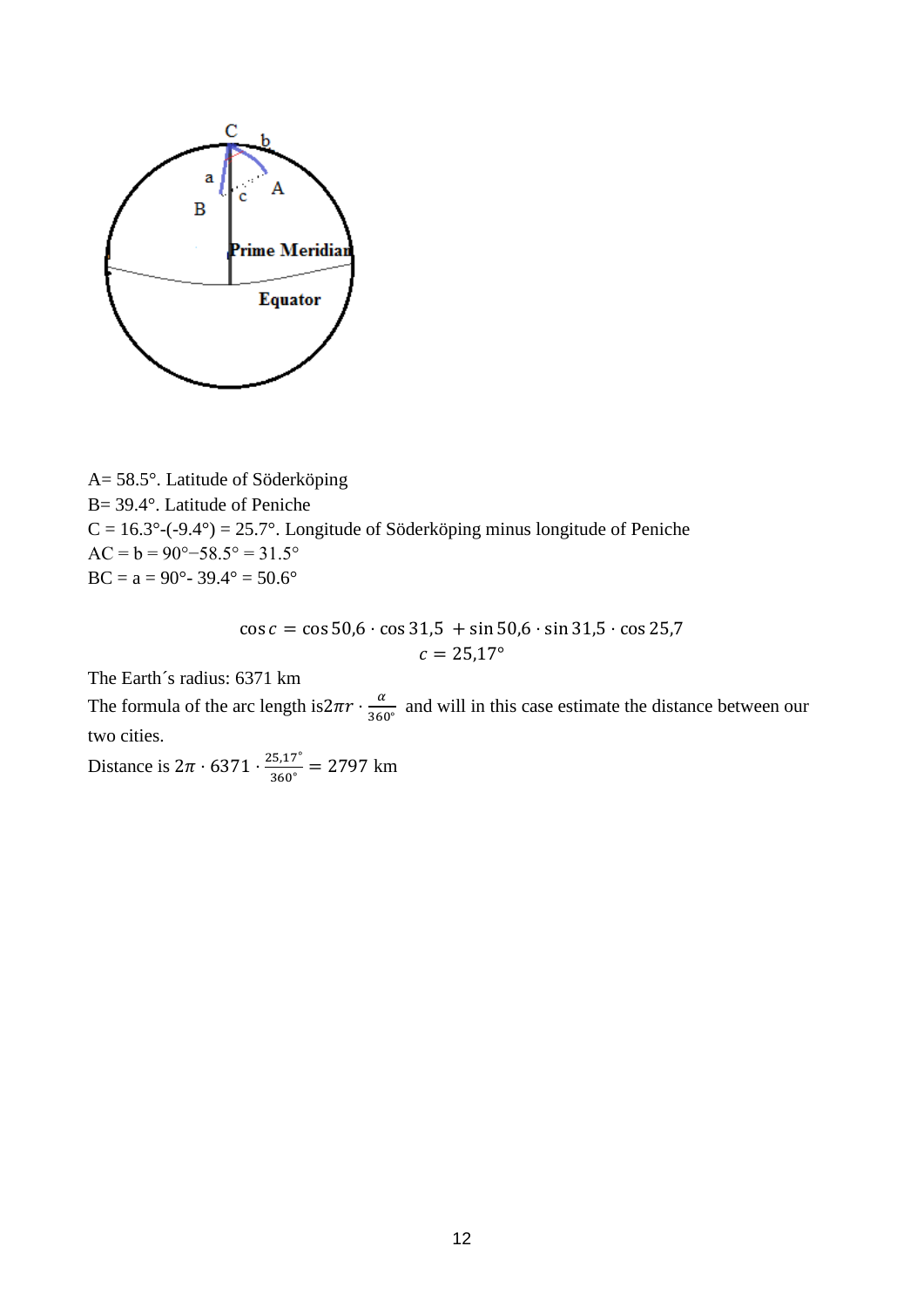C b

a c A

B

Prime Meridian

Equator

A= 58.5°. Latitude of Söderköping
B= 39.4°. Latitude of Peniche
C = 16.3°-(-9.4°) = 25.7°. Longitude of Söderköping minus longitude of Peniche
AC = b = 90°−58.5° = 31.5°
BC = a = 90°- 39.4° = 50.6°

$$\cos c = \cos 50{,}6 \cdot \cos 31{,}5 \; + \sin 50{,}6 \cdot \sin 31{,}5 \cdot \cos 25{,}7$$

$$c = 25{,}17°$$

The Earth´s radius: 6371 km

The formula of the arc length is $2\pi r \cdot \frac{\alpha}{360°}$ and will in this case estimate the distance between our two cities.

Distance is $2\pi \cdot 6371 \cdot \frac{25{,}17°}{360°} = 2797$ km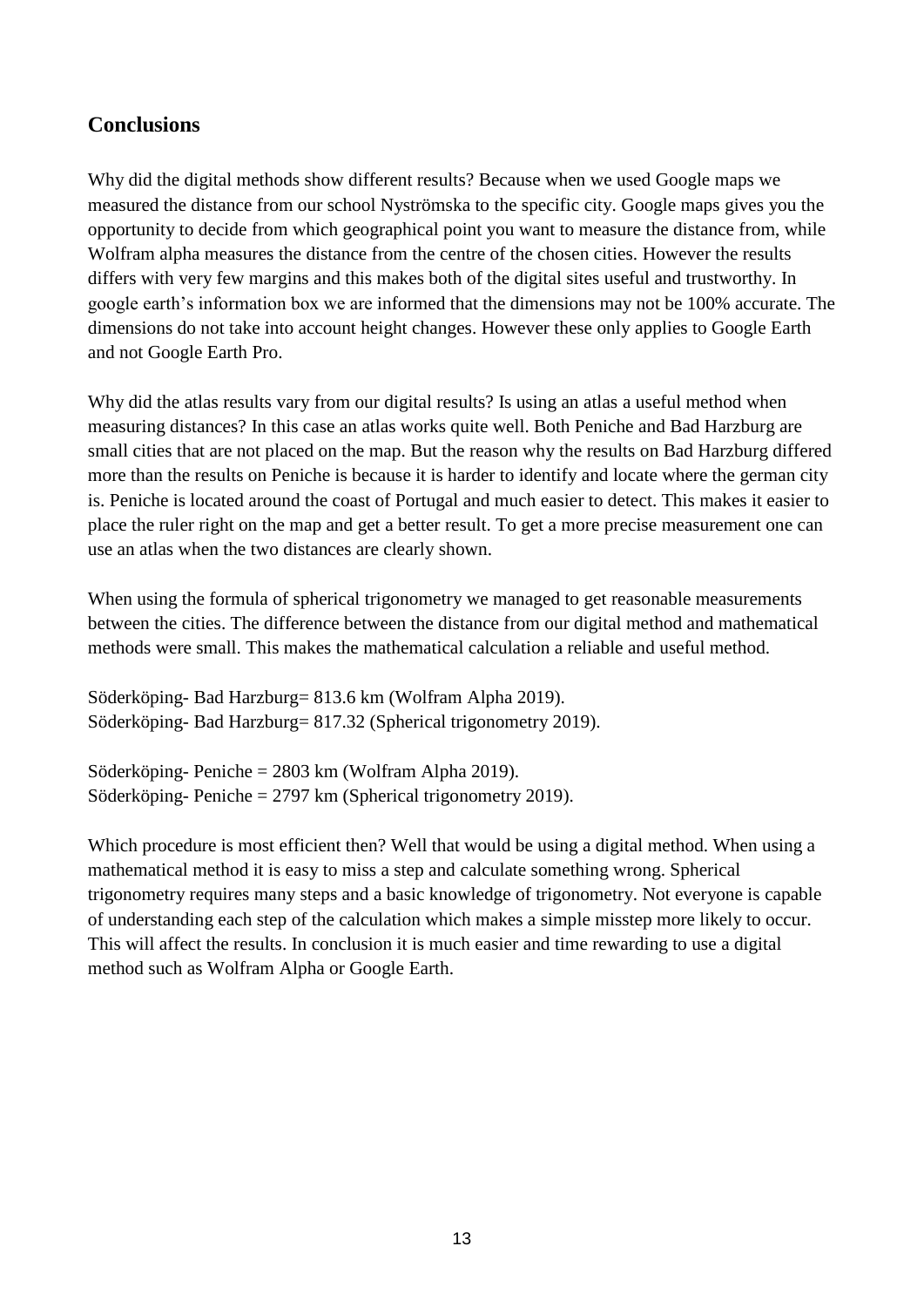## Conclusions

Why did the digital methods show different results? Because when we used Google maps we measured the distance from our school Nyströmska to the specific city. Google maps gives you the opportunity to decide from which geographical point you want to measure the distance from, while Wolfram alpha measures the distance from the centre of the chosen cities. However the results differs with very few margins and this makes both of the digital sites useful and trustworthy. In google earth's information box we are informed that the dimensions may not be 100% accurate. The dimensions do not take into account height changes. However these only applies to Google Earth and not Google Earth Pro.

Why did the atlas results vary from our digital results? Is using an atlas a useful method when measuring distances? In this case an atlas works quite well. Both Peniche and Bad Harzburg are small cities that are not placed on the map. But the reason why the results on Bad Harzburg differed more than the results on Peniche is because it is harder to identify and locate where the german city is. Peniche is located around the coast of Portugal and much easier to detect. This makes it easier to place the ruler right on the map and get a better result. To get a more precise measurement one can use an atlas when the two distances are clearly shown.

When using the formula of spherical trigonometry we managed to get reasonable measurements between the cities. The difference between the distance from our digital method and mathematical methods were small. This makes the mathematical calculation a reliable and useful method.

Söderköping- Bad Harzburg= 813.6 km (Wolfram Alpha 2019).
Söderköping- Bad Harzburg= 817.32 (Spherical trigonometry 2019).

Söderköping- Peniche = 2803 km (Wolfram Alpha 2019).
Söderköping- Peniche = 2797 km (Spherical trigonometry 2019).

Which procedure is most efficient then? Well that would be using a digital method. When using a mathematical method it is easy to miss a step and calculate something wrong. Spherical trigonometry requires many steps and a basic knowledge of trigonometry. Not everyone is capable of understanding each step of the calculation which makes a simple misstep more likely to occur. This will affect the results. In conclusion it is much easier and time rewarding to use a digital method such as Wolfram Alpha or Google Earth.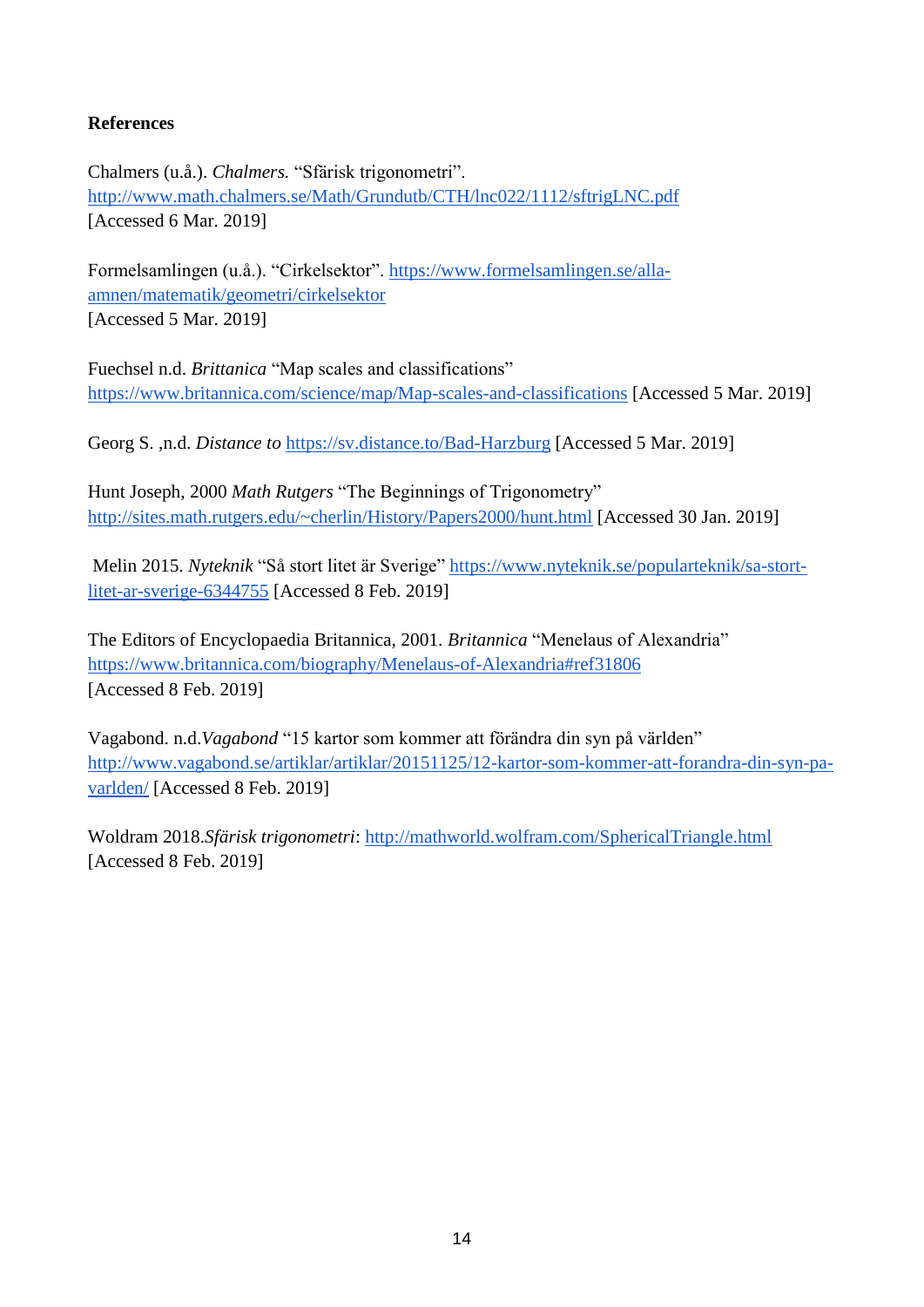**References**

Chalmers (u.å.). *Chalmers.* “Sfärisk trigonometri”. http://www.math.chalmers.se/Math/Grundutb/CTH/lnc022/1112/sftrigLNC.pdf [Accessed 6 Mar. 2019]

Formelsamlingen (u.å.). “Cirkelsektor”. https://www.formelsamlingen.se/alla-amnen/matematik/geometri/cirkelsektor [Accessed 5 Mar. 2019]

Fuechsel n.d. *Brittanica* “Map scales and classifications” https://www.britannica.com/science/map/Map-scales-and-classifications [Accessed 5 Mar. 2019]

Georg S. ,n.d. *Distance to* https://sv.distance.to/Bad-Harzburg [Accessed 5 Mar. 2019]

Hunt Joseph, 2000 *Math Rutgers* “The Beginnings of Trigonometry” http://sites.math.rutgers.edu/~cherlin/History/Papers2000/hunt.html [Accessed 30 Jan. 2019]

Melin 2015. *Nyteknik* “Så stort litet är Sverige” https://www.nyteknik.se/popularteknik/sa-stort-litet-ar-sverige-6344755 [Accessed 8 Feb. 2019]

The Editors of Encyclopaedia Britannica, 2001. *Britannica* “Menelaus of Alexandria” https://www.britannica.com/biography/Menelaus-of-Alexandria#ref31806 [Accessed 8 Feb. 2019]

Vagabond. n.d.*Vagabond* “15 kartor som kommer att förändra din syn på världen” http://www.vagabond.se/artiklar/artiklar/20151125/12-kartor-som-kommer-att-forandra-din-syn-pa-varlden/ [Accessed 8 Feb. 2019]

Woldram 2018.*Sfärisk trigonometri*: http://mathworld.wolfram.com/SphericalTriangle.html [Accessed 8 Feb. 2019]